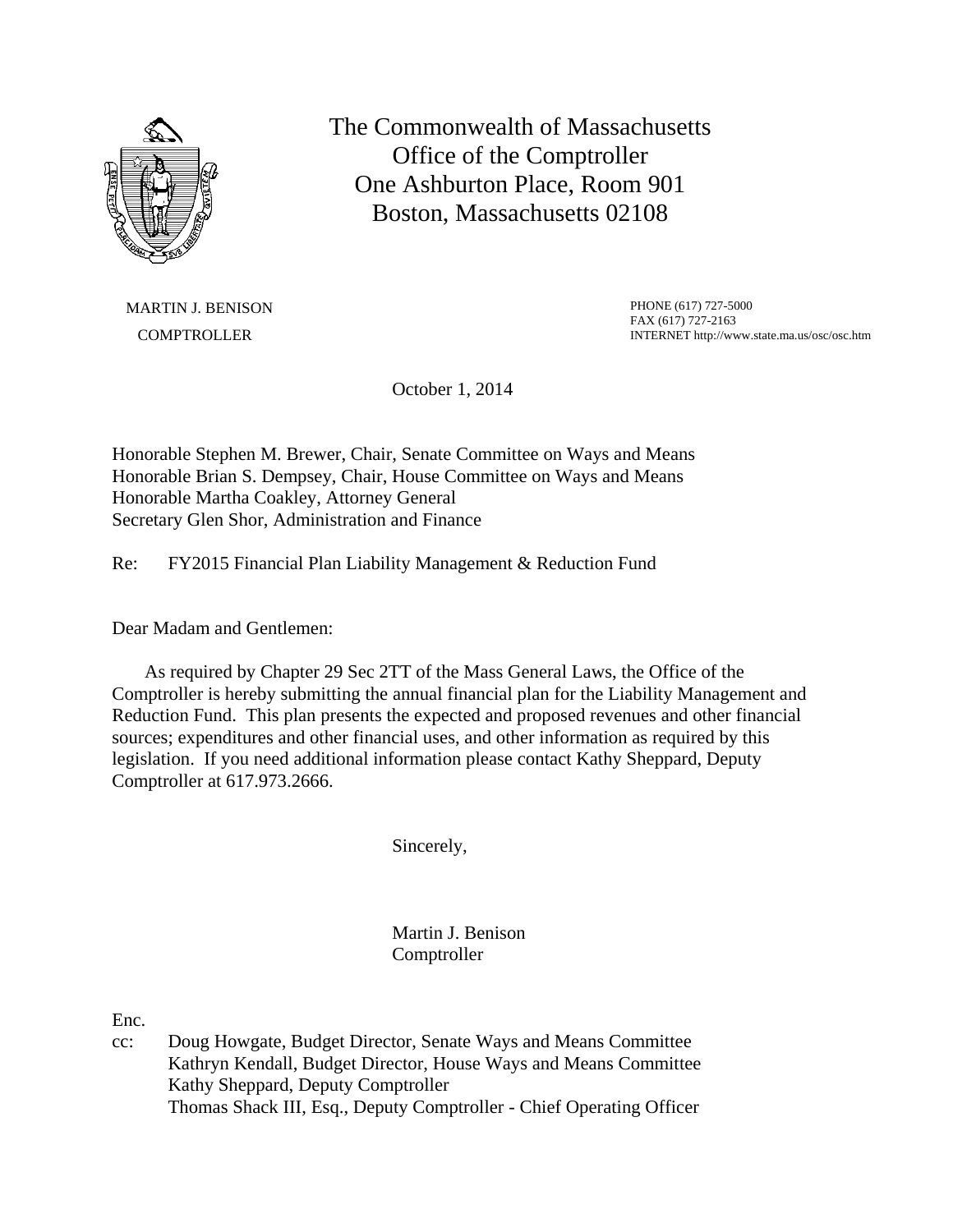The Commonwealth of Massachusetts
Office of the Comptroller
One Ashburton Place, Room 901
Boston, Massachusetts 02108

MARTIN J. BENISON
COMPTROLLER

PHONE (617) 727-5000
FAX (617) 727-2163
INTERNET http://www.state.ma.us/osc/osc.htm

October 1, 2014

Honorable Stephen M. Brewer, Chair, Senate Committee on Ways and Means
Honorable Brian S. Dempsey, Chair, House Committee on Ways and Means
Honorable Martha Coakley, Attorney General
Secretary Glen Shor, Administration and Finance

Re: FY2015 Financial Plan Liability Management & Reduction Fund

Dear Madam and Gentlemen:

As required by Chapter 29 Sec 2TT of the Mass General Laws, the Office of the Comptroller is hereby submitting the annual financial plan for the Liability Management and Reduction Fund. This plan presents the expected and proposed revenues and other financial sources; expenditures and other financial uses, and other information as required by this legislation. If you need additional information please contact Kathy Sheppard, Deputy Comptroller at 617.973.2666.

Sincerely,

Martin J. Benison
Comptroller

Enc.

cc: Doug Howgate, Budget Director, Senate Ways and Means Committee
Kathryn Kendall, Budget Director, House Ways and Means Committee
Kathy Sheppard, Deputy Comptroller
Thomas Shack III, Esq., Deputy Comptroller - Chief Operating Officer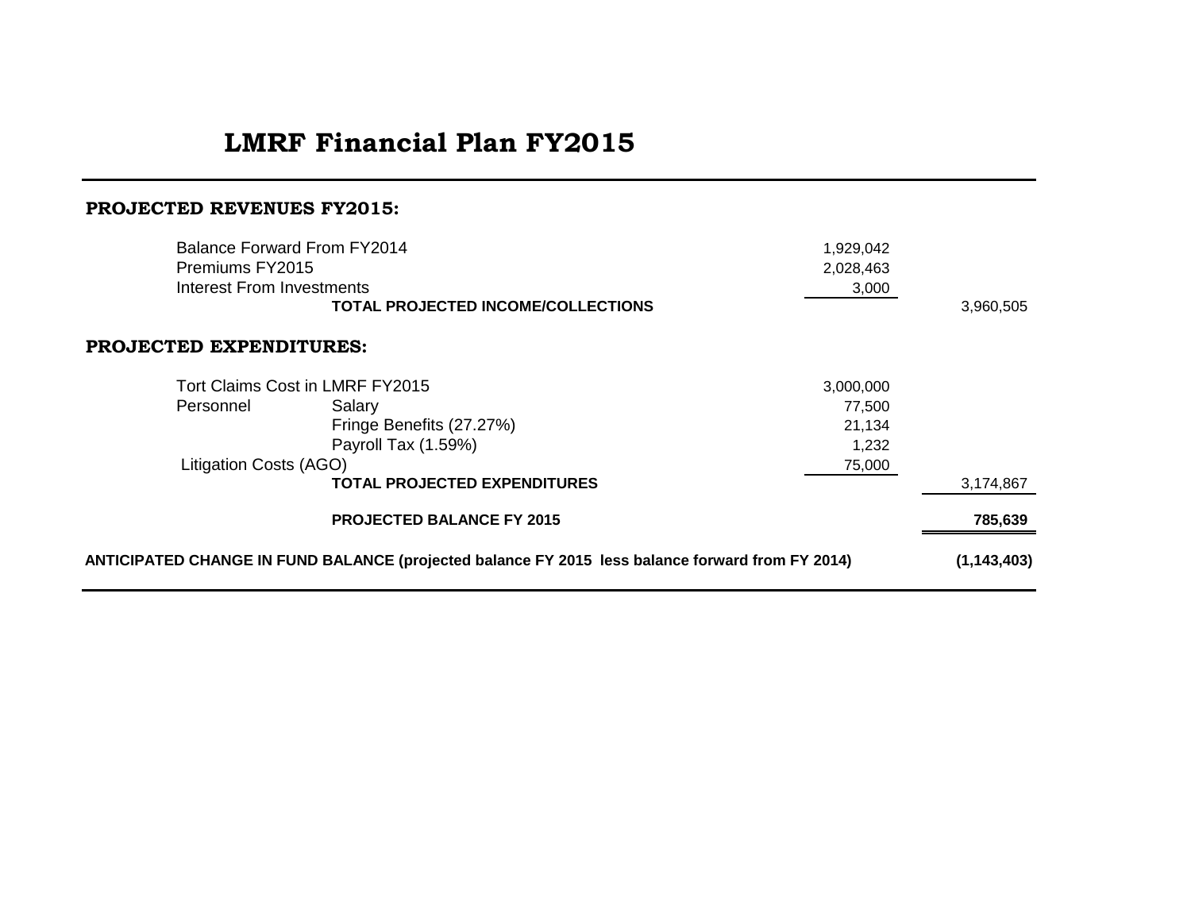# LMRF Financial Plan FY2015

## PROJECTED REVENUES FY2015:

| | | | |
|---|---|---|---|
| Balance Forward From FY2014 | | 1,929,042 | |
| Premiums FY2015 | | 2,028,463 | |
| Interest From Investments | | 3,000 | |
| | **TOTAL PROJECTED INCOME/COLLECTIONS** | | 3,960,505 |

## PROJECTED EXPENDITURES:

| | | | |
|---|---|---|---|
| Tort Claims Cost in LMRF FY2015 | | 3,000,000 | |
| Personnel | Salary | 77,500 | |
| | Fringe Benefits (27.27%) | 21,134 | |
| | Payroll Tax (1.59%) | 1,232 | |
| Litigation Costs (AGO) | | 75,000 | |
| | **TOTAL PROJECTED EXPENDITURES** | | 3,174,867 |
| | **PROJECTED BALANCE FY 2015** | | **785,639** |

**ANTICIPATED CHANGE IN FUND BALANCE (projected balance FY 2015 less balance forward from FY 2014)** **(1,143,403)**